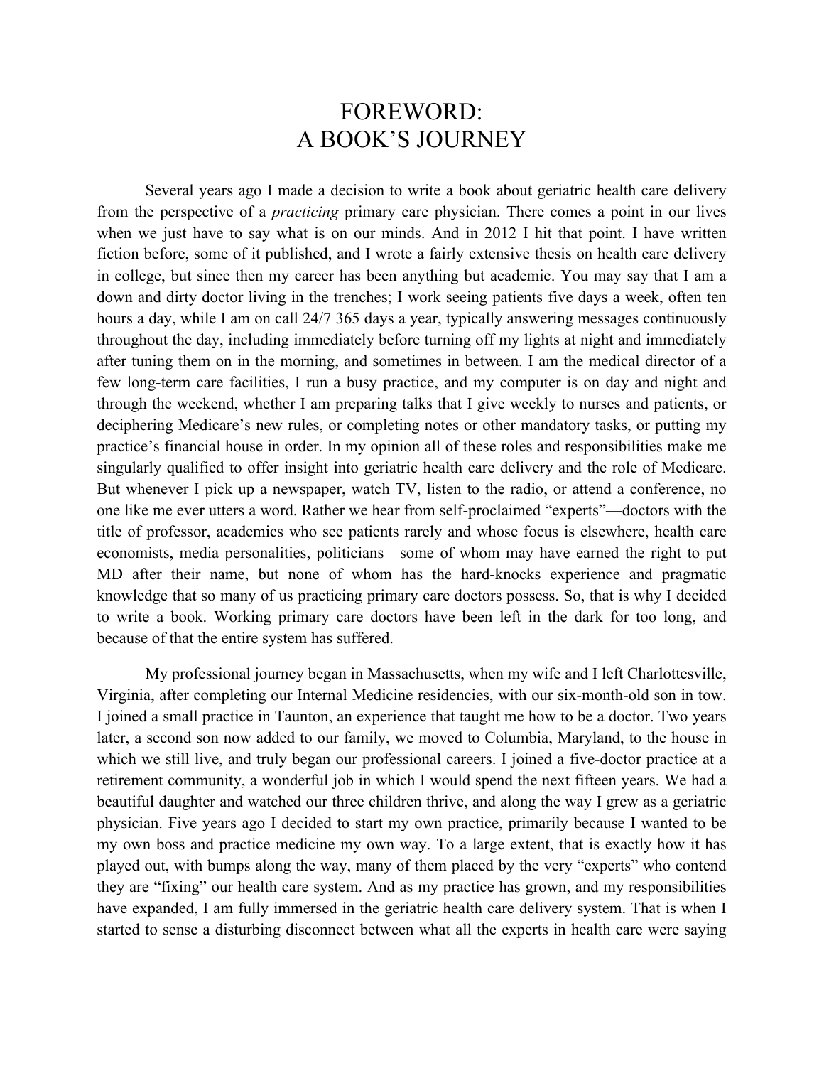# FOREWORD: A BOOK'S JOURNEY

Several years ago I made a decision to write a book about geriatric health care delivery from the perspective of a *practicing* primary care physician. There comes a point in our lives when we just have to say what is on our minds. And in 2012 I hit that point. I have written fiction before, some of it published, and I wrote a fairly extensive thesis on health care delivery in college, but since then my career has been anything but academic. You may say that I am a down and dirty doctor living in the trenches; I work seeing patients five days a week, often ten hours a day, while I am on call 24/7 365 days a year, typically answering messages continuously throughout the day, including immediately before turning off my lights at night and immediately after tuning them on in the morning, and sometimes in between. I am the medical director of a few long-term care facilities, I run a busy practice, and my computer is on day and night and through the weekend, whether I am preparing talks that I give weekly to nurses and patients, or deciphering Medicare's new rules, or completing notes or other mandatory tasks, or putting my practice's financial house in order. In my opinion all of these roles and responsibilities make me singularly qualified to offer insight into geriatric health care delivery and the role of Medicare. But whenever I pick up a newspaper, watch TV, listen to the radio, or attend a conference, no one like me ever utters a word. Rather we hear from self-proclaimed "experts"—doctors with the title of professor, academics who see patients rarely and whose focus is elsewhere, health care economists, media personalities, politicians—some of whom may have earned the right to put MD after their name, but none of whom has the hard-knocks experience and pragmatic knowledge that so many of us practicing primary care doctors possess. So, that is why I decided to write a book. Working primary care doctors have been left in the dark for too long, and because of that the entire system has suffered.

My professional journey began in Massachusetts, when my wife and I left Charlottesville, Virginia, after completing our Internal Medicine residencies, with our six-month-old son in tow. I joined a small practice in Taunton, an experience that taught me how to be a doctor. Two years later, a second son now added to our family, we moved to Columbia, Maryland, to the house in which we still live, and truly began our professional careers. I joined a five-doctor practice at a retirement community, a wonderful job in which I would spend the next fifteen years. We had a beautiful daughter and watched our three children thrive, and along the way I grew as a geriatric physician. Five years ago I decided to start my own practice, primarily because I wanted to be my own boss and practice medicine my own way. To a large extent, that is exactly how it has played out, with bumps along the way, many of them placed by the very "experts" who contend they are "fixing" our health care system. And as my practice has grown, and my responsibilities have expanded, I am fully immersed in the geriatric health care delivery system. That is when I started to sense a disturbing disconnect between what all the experts in health care were saying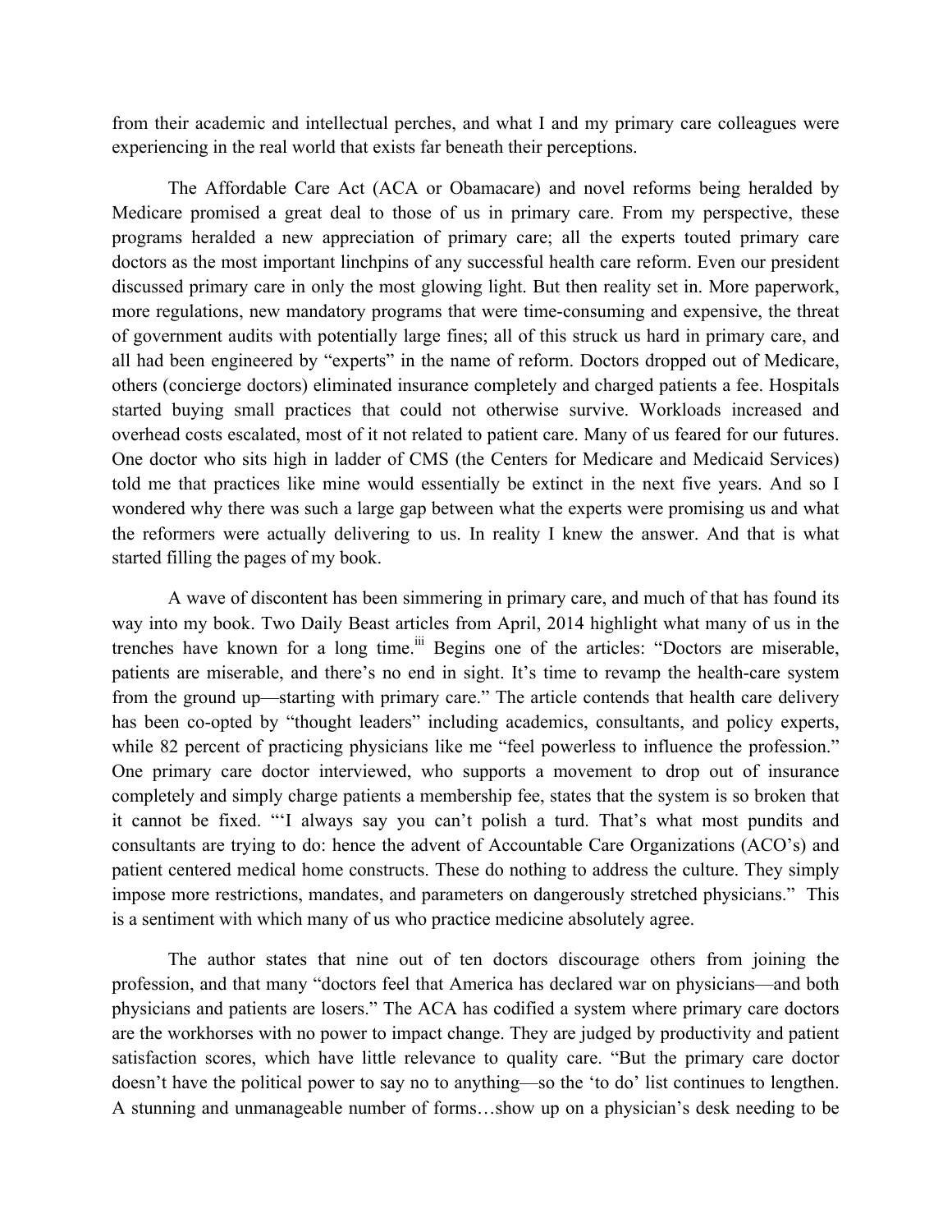from their academic and intellectual perches, and what I and my primary care colleagues were experiencing in the real world that exists far beneath their perceptions.

The Affordable Care Act (ACA or Obamacare) and novel reforms being heralded by Medicare promised a great deal to those of us in primary care. From my perspective, these programs heralded a new appreciation of primary care; all the experts touted primary care doctors as the most important linchpins of any successful health care reform. Even our president discussed primary care in only the most glowing light. But then reality set in. More paperwork, more regulations, new mandatory programs that were time-consuming and expensive, the threat of government audits with potentially large fines; all of this struck us hard in primary care, and all had been engineered by "experts" in the name of reform. Doctors dropped out of Medicare, others (concierge doctors) eliminated insurance completely and charged patients a fee. Hospitals started buying small practices that could not otherwise survive. Workloads increased and overhead costs escalated, most of it not related to patient care. Many of us feared for our futures. One doctor who sits high in ladder of CMS (the Centers for Medicare and Medicaid Services) told me that practices like mine would essentially be extinct in the next five years. And so I wondered why there was such a large gap between what the experts were promising us and what the reformers were actually delivering to us. In reality I knew the answer. And that is what started filling the pages of my book.

A wave of discontent has been simmering in primary care, and much of that has found its way into my book. Two Daily Beast articles from April, 2014 highlight what many of us in the trenches have known for a long time.[iii] Begins one of the articles: "Doctors are miserable, patients are miserable, and there's no end in sight. It's time to revamp the health-care system from the ground up—starting with primary care." The article contends that health care delivery has been co-opted by "thought leaders" including academics, consultants, and policy experts, while 82 percent of practicing physicians like me "feel powerless to influence the profession." One primary care doctor interviewed, who supports a movement to drop out of insurance completely and simply charge patients a membership fee, states that the system is so broken that it cannot be fixed. "'I always say you can't polish a turd. That's what most pundits and consultants are trying to do: hence the advent of Accountable Care Organizations (ACO's) and patient centered medical home constructs. These do nothing to address the culture. They simply impose more restrictions, mandates, and parameters on dangerously stretched physicians." This is a sentiment with which many of us who practice medicine absolutely agree.

The author states that nine out of ten doctors discourage others from joining the profession, and that many "doctors feel that America has declared war on physicians—and both physicians and patients are losers." The ACA has codified a system where primary care doctors are the workhorses with no power to impact change. They are judged by productivity and patient satisfaction scores, which have little relevance to quality care. "But the primary care doctor doesn't have the political power to say no to anything—so the 'to do' list continues to lengthen. A stunning and unmanageable number of forms…show up on a physician's desk needing to be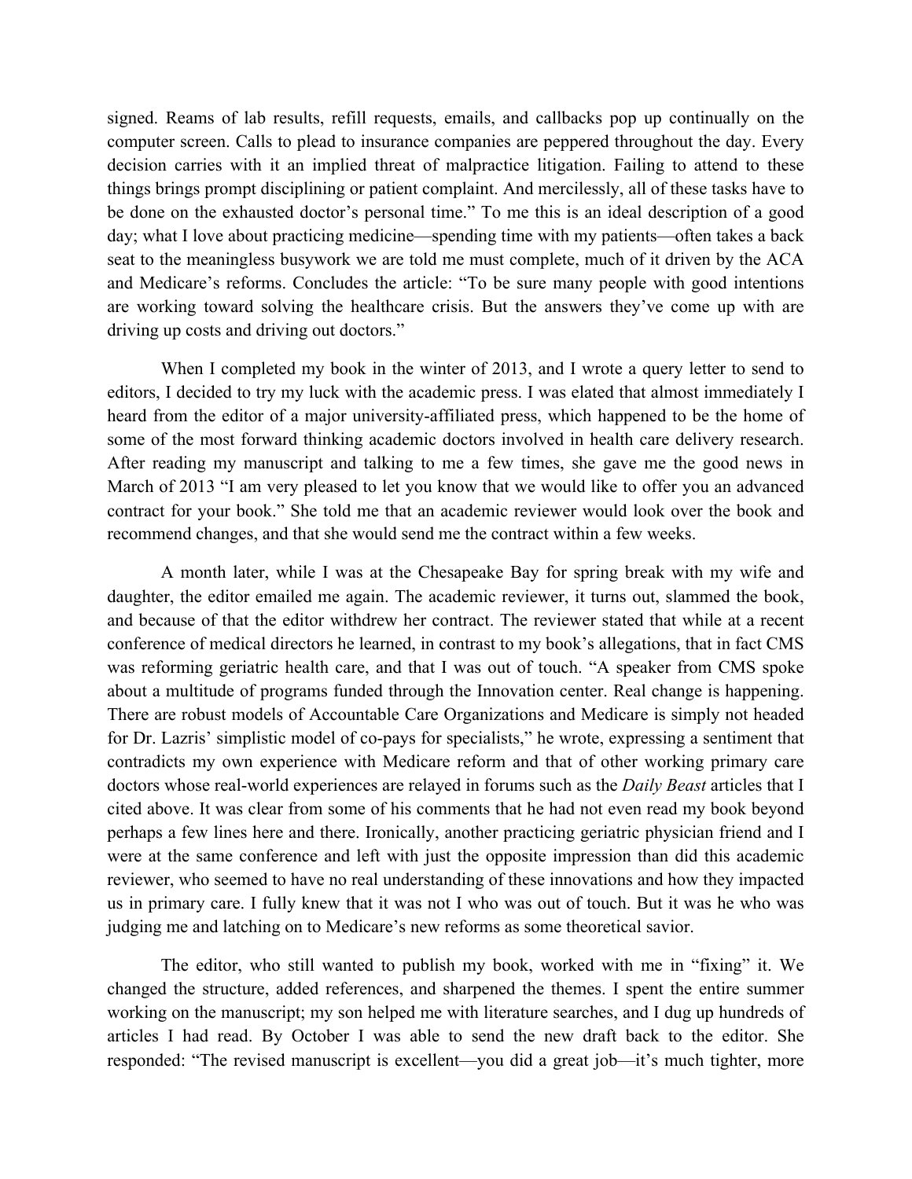signed. Reams of lab results, refill requests, emails, and callbacks pop up continually on the computer screen. Calls to plead to insurance companies are peppered throughout the day. Every decision carries with it an implied threat of malpractice litigation. Failing to attend to these things brings prompt disciplining or patient complaint. And mercilessly, all of these tasks have to be done on the exhausted doctor's personal time." To me this is an ideal description of a good day; what I love about practicing medicine—spending time with my patients—often takes a back seat to the meaningless busywork we are told me must complete, much of it driven by the ACA and Medicare's reforms. Concludes the article: "To be sure many people with good intentions are working toward solving the healthcare crisis. But the answers they've come up with are driving up costs and driving out doctors."

When I completed my book in the winter of 2013, and I wrote a query letter to send to editors, I decided to try my luck with the academic press. I was elated that almost immediately I heard from the editor of a major university-affiliated press, which happened to be the home of some of the most forward thinking academic doctors involved in health care delivery research. After reading my manuscript and talking to me a few times, she gave me the good news in March of 2013 "I am very pleased to let you know that we would like to offer you an advanced contract for your book." She told me that an academic reviewer would look over the book and recommend changes, and that she would send me the contract within a few weeks.

A month later, while I was at the Chesapeake Bay for spring break with my wife and daughter, the editor emailed me again. The academic reviewer, it turns out, slammed the book, and because of that the editor withdrew her contract. The reviewer stated that while at a recent conference of medical directors he learned, in contrast to my book's allegations, that in fact CMS was reforming geriatric health care, and that I was out of touch. "A speaker from CMS spoke about a multitude of programs funded through the Innovation center. Real change is happening. There are robust models of Accountable Care Organizations and Medicare is simply not headed for Dr. Lazris' simplistic model of co-pays for specialists," he wrote, expressing a sentiment that contradicts my own experience with Medicare reform and that of other working primary care doctors whose real-world experiences are relayed in forums such as the *Daily Beast* articles that I cited above. It was clear from some of his comments that he had not even read my book beyond perhaps a few lines here and there. Ironically, another practicing geriatric physician friend and I were at the same conference and left with just the opposite impression than did this academic reviewer, who seemed to have no real understanding of these innovations and how they impacted us in primary care. I fully knew that it was not I who was out of touch. But it was he who was judging me and latching on to Medicare's new reforms as some theoretical savior.

The editor, who still wanted to publish my book, worked with me in "fixing" it. We changed the structure, added references, and sharpened the themes. I spent the entire summer working on the manuscript; my son helped me with literature searches, and I dug up hundreds of articles I had read. By October I was able to send the new draft back to the editor. She responded: "The revised manuscript is excellent—you did a great job—it's much tighter, more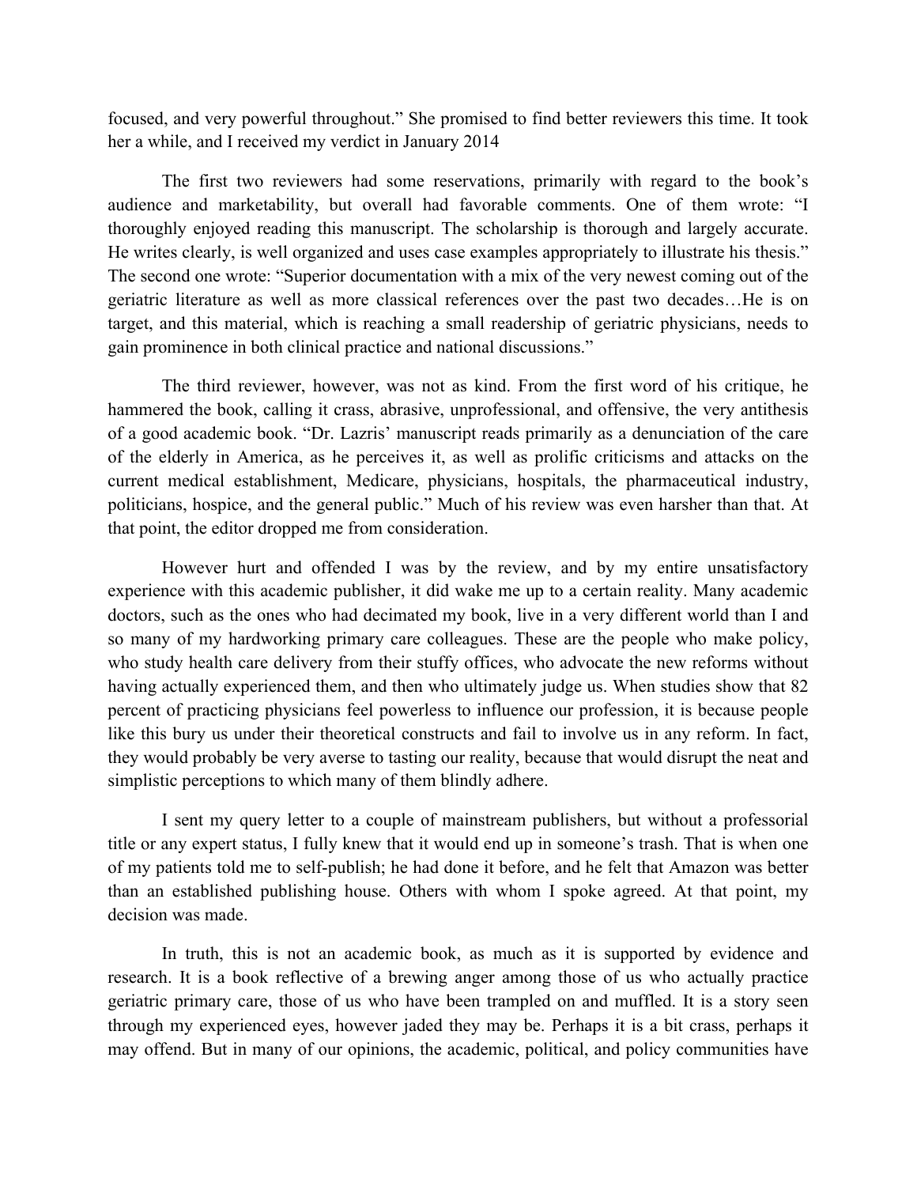focused, and very powerful throughout." She promised to find better reviewers this time. It took her a while, and I received my verdict in January 2014

The first two reviewers had some reservations, primarily with regard to the book's audience and marketability, but overall had favorable comments. One of them wrote: "I thoroughly enjoyed reading this manuscript. The scholarship is thorough and largely accurate. He writes clearly, is well organized and uses case examples appropriately to illustrate his thesis." The second one wrote: "Superior documentation with a mix of the very newest coming out of the geriatric literature as well as more classical references over the past two decades…He is on target, and this material, which is reaching a small readership of geriatric physicians, needs to gain prominence in both clinical practice and national discussions."

The third reviewer, however, was not as kind. From the first word of his critique, he hammered the book, calling it crass, abrasive, unprofessional, and offensive, the very antithesis of a good academic book. "Dr. Lazris' manuscript reads primarily as a denunciation of the care of the elderly in America, as he perceives it, as well as prolific criticisms and attacks on the current medical establishment, Medicare, physicians, hospitals, the pharmaceutical industry, politicians, hospice, and the general public." Much of his review was even harsher than that. At that point, the editor dropped me from consideration.

However hurt and offended I was by the review, and by my entire unsatisfactory experience with this academic publisher, it did wake me up to a certain reality. Many academic doctors, such as the ones who had decimated my book, live in a very different world than I and so many of my hardworking primary care colleagues. These are the people who make policy, who study health care delivery from their stuffy offices, who advocate the new reforms without having actually experienced them, and then who ultimately judge us. When studies show that 82 percent of practicing physicians feel powerless to influence our profession, it is because people like this bury us under their theoretical constructs and fail to involve us in any reform. In fact, they would probably be very averse to tasting our reality, because that would disrupt the neat and simplistic perceptions to which many of them blindly adhere.

I sent my query letter to a couple of mainstream publishers, but without a professorial title or any expert status, I fully knew that it would end up in someone's trash. That is when one of my patients told me to self-publish; he had done it before, and he felt that Amazon was better than an established publishing house. Others with whom I spoke agreed. At that point, my decision was made.

In truth, this is not an academic book, as much as it is supported by evidence and research. It is a book reflective of a brewing anger among those of us who actually practice geriatric primary care, those of us who have been trampled on and muffled. It is a story seen through my experienced eyes, however jaded they may be. Perhaps it is a bit crass, perhaps it may offend. But in many of our opinions, the academic, political, and policy communities have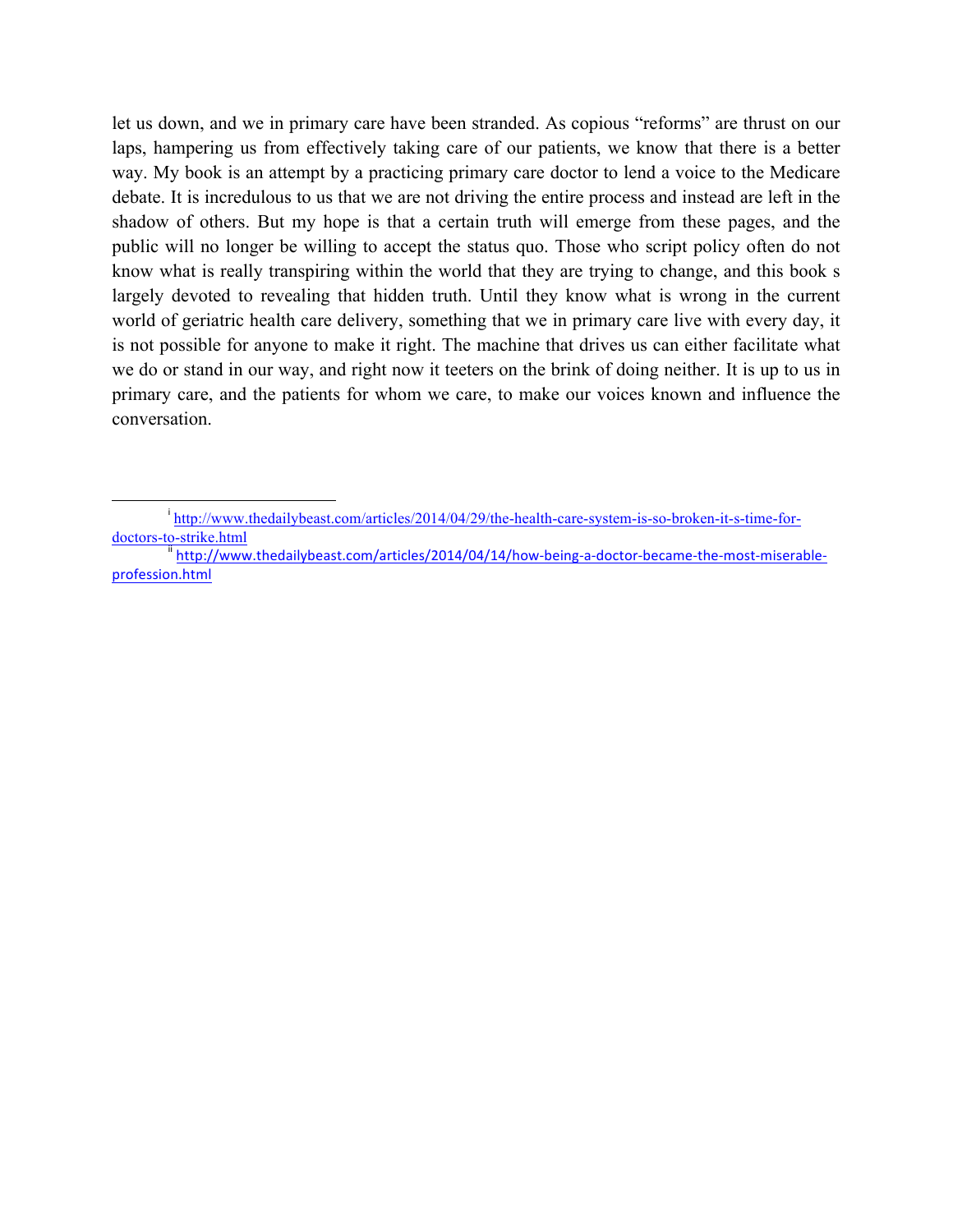let us down, and we in primary care have been stranded. As copious "reforms" are thrust on our laps, hampering us from effectively taking care of our patients, we know that there is a better way. My book is an attempt by a practicing primary care doctor to lend a voice to the Medicare debate. It is incredulous to us that we are not driving the entire process and instead are left in the shadow of others. But my hope is that a certain truth will emerge from these pages, and the public will no longer be willing to accept the status quo. Those who script policy often do not know what is really transpiring within the world that they are trying to change, and this book s largely devoted to revealing that hidden truth. Until they know what is wrong in the current world of geriatric health care delivery, something that we in primary care live with every day, it is not possible for anyone to make it right. The machine that drives us can either facilitate what we do or stand in our way, and right now it teeters on the brink of doing neither. It is up to us in primary care, and the patients for whom we care, to make our voices known and influence the conversation.

---

[i] http://www.thedailybeast.com/articles/2014/04/29/the-health-care-system-is-so-broken-it-s-time-for-doctors-to-strike.html

[ii] http://www.thedailybeast.com/articles/2014/04/14/how-being-a-doctor-became-the-most-miserable-profession.html